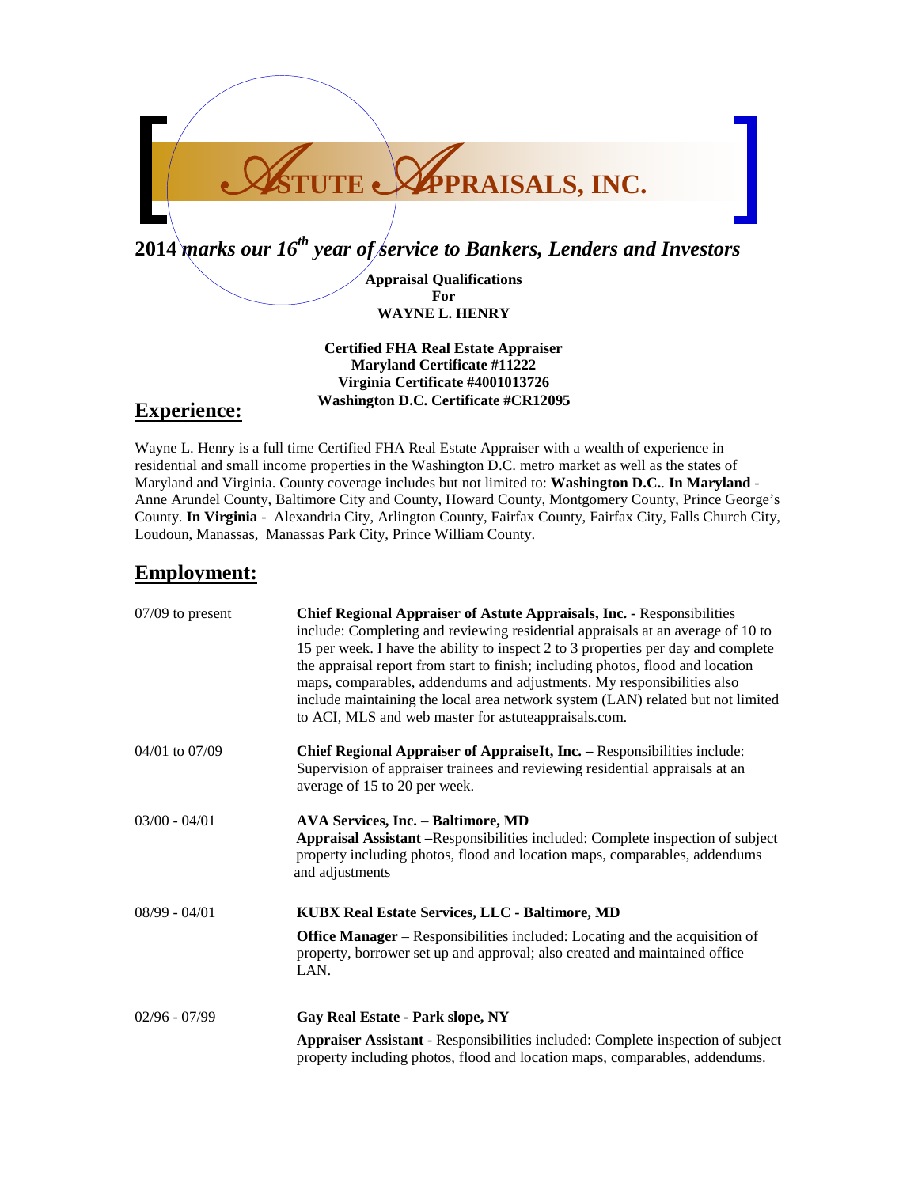# ASTUTE APPRAISALS, INC.

**2014** ***marks our 16th year of service to Bankers, Lenders and Investors***

**Appraisal Qualifications**
**For**
**WAYNE L. HENRY**

**Certified FHA Real Estate Appraiser**
**Maryland Certificate #11222**
**Virginia Certificate #4001013726**
**Washington D.C. Certificate #CR12095**

## Experience:

Wayne L. Henry is a full time Certified FHA Real Estate Appraiser with a wealth of experience in residential and small income properties in the Washington D.C. metro market as well as the states of Maryland and Virginia. County coverage includes but not limited to: **Washington D.C.**. **In Maryland** - Anne Arundel County, Baltimore City and County, Howard County, Montgomery County, Prince George's County. **In Virginia** - Alexandria City, Arlington County, Fairfax County, Fairfax City, Falls Church City, Loudoun, Manassas, Manassas Park City, Prince William County.

## Employment:

07/09 to present — **Chief Regional Appraiser of Astute Appraisals, Inc.** - Responsibilities include: Completing and reviewing residential appraisals at an average of 10 to 15 per week. I have the ability to inspect 2 to 3 properties per day and complete the appraisal report from start to finish; including photos, flood and location maps, comparables, addendums and adjustments. My responsibilities also include maintaining the local area network system (LAN) related but not limited to ACI, MLS and web master for astuteappraisals.com.

04/01 to 07/09 — **Chief Regional Appraiser of AppraiseIt, Inc. –** Responsibilities include: Supervision of appraiser trainees and reviewing residential appraisals at an average of 15 to 20 per week.

03/00 - 04/01 — **AVA Services, Inc.** – **Baltimore, MD**
**Appraisal Assistant** –Responsibilities included: Complete inspection of subject property including photos, flood and location maps, comparables, addendums and adjustments

08/99 - 04/01 — **KUBX Real Estate Services, LLC - Baltimore, MD**
**Office Manager** – Responsibilities included: Locating and the acquisition of property, borrower set up and approval; also created and maintained office LAN.

02/96 - 07/99 — **Gay Real Estate - Park slope, NY**
**Appraiser Assistant** - Responsibilities included: Complete inspection of subject property including photos, flood and location maps, comparables, addendums.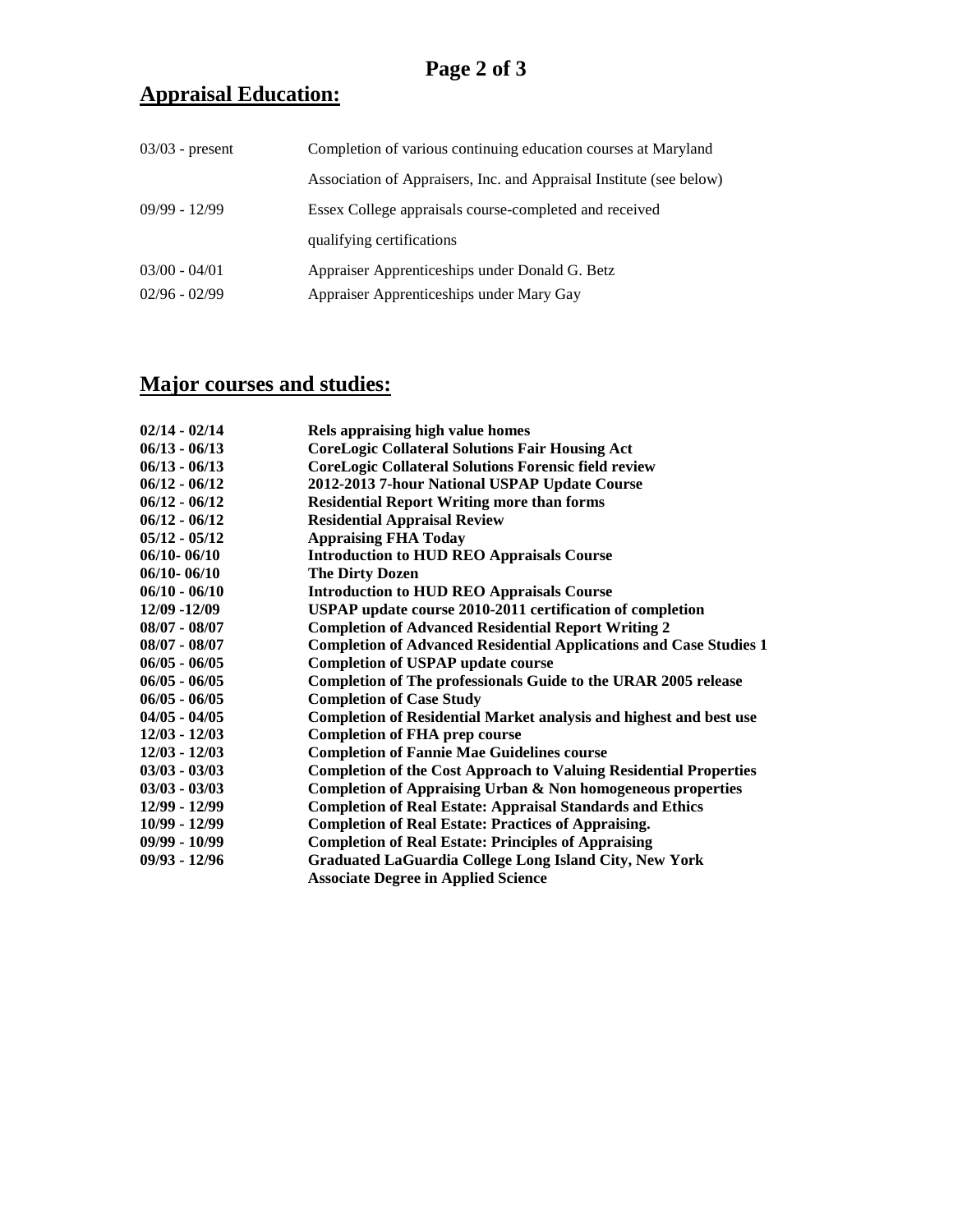## Appraisal Education:

| | |
|---|---|
| 03/03 - present | Completion of various continuing education courses at Maryland Association of Appraisers, Inc. and Appraisal Institute (see below) |
| 09/99 - 12/99 | Essex College appraisals course-completed and received qualifying certifications |
| 03/00 - 04/01 | Appraiser Apprenticeships under Donald G. Betz |
| 02/96 - 02/99 | Appraiser Apprenticeships under Mary Gay |

## Major courses and studies:

| | |
|---|---|
| **02/14 - 02/14** | **Rels appraising high value homes** |
| **06/13 - 06/13** | **CoreLogic Collateral Solutions Fair Housing Act** |
| **06/13 - 06/13** | **CoreLogic Collateral Solutions Forensic field review** |
| **06/12 - 06/12** | **2012-2013 7-hour National USPAP Update Course** |
| **06/12 - 06/12** | **Residential Report Writing more than forms** |
| **06/12 - 06/12** | **Residential Appraisal Review** |
| **05/12 - 05/12** | **Appraising FHA Today** |
| **06/10- 06/10** | **Introduction to HUD REO Appraisals Course** |
| **06/10- 06/10** | **The Dirty Dozen** |
| **06/10 - 06/10** | **Introduction to HUD REO Appraisals Course** |
| **12/09 -12/09** | **USPAP update course 2010-2011 certification of completion** |
| **08/07 - 08/07** | **Completion of Advanced Residential Report Writing 2** |
| **08/07 - 08/07** | **Completion of Advanced Residential Applications and Case Studies 1** |
| **06/05 - 06/05** | **Completion of USPAP update course** |
| **06/05 - 06/05** | **Completion of The professionals Guide to the URAR 2005 release** |
| **06/05 - 06/05** | **Completion of Case Study** |
| **04/05 - 04/05** | **Completion of Residential Market analysis and highest and best use** |
| **12/03 - 12/03** | **Completion of FHA prep course** |
| **12/03 - 12/03** | **Completion of Fannie Mae Guidelines course** |
| **03/03 - 03/03** | **Completion of the Cost Approach to Valuing Residential Properties** |
| **03/03 - 03/03** | **Completion of Appraising Urban & Non homogeneous properties** |
| **12/99 - 12/99** | **Completion of Real Estate: Appraisal Standards and Ethics** |
| **10/99 - 12/99** | **Completion of Real Estate: Practices of Appraising.** |
| **09/99 - 10/99** | **Completion of Real Estate: Principles of Appraising** |
| **09/93 - 12/96** | **Graduated LaGuardia College Long Island City, New York Associate Degree in Applied Science** |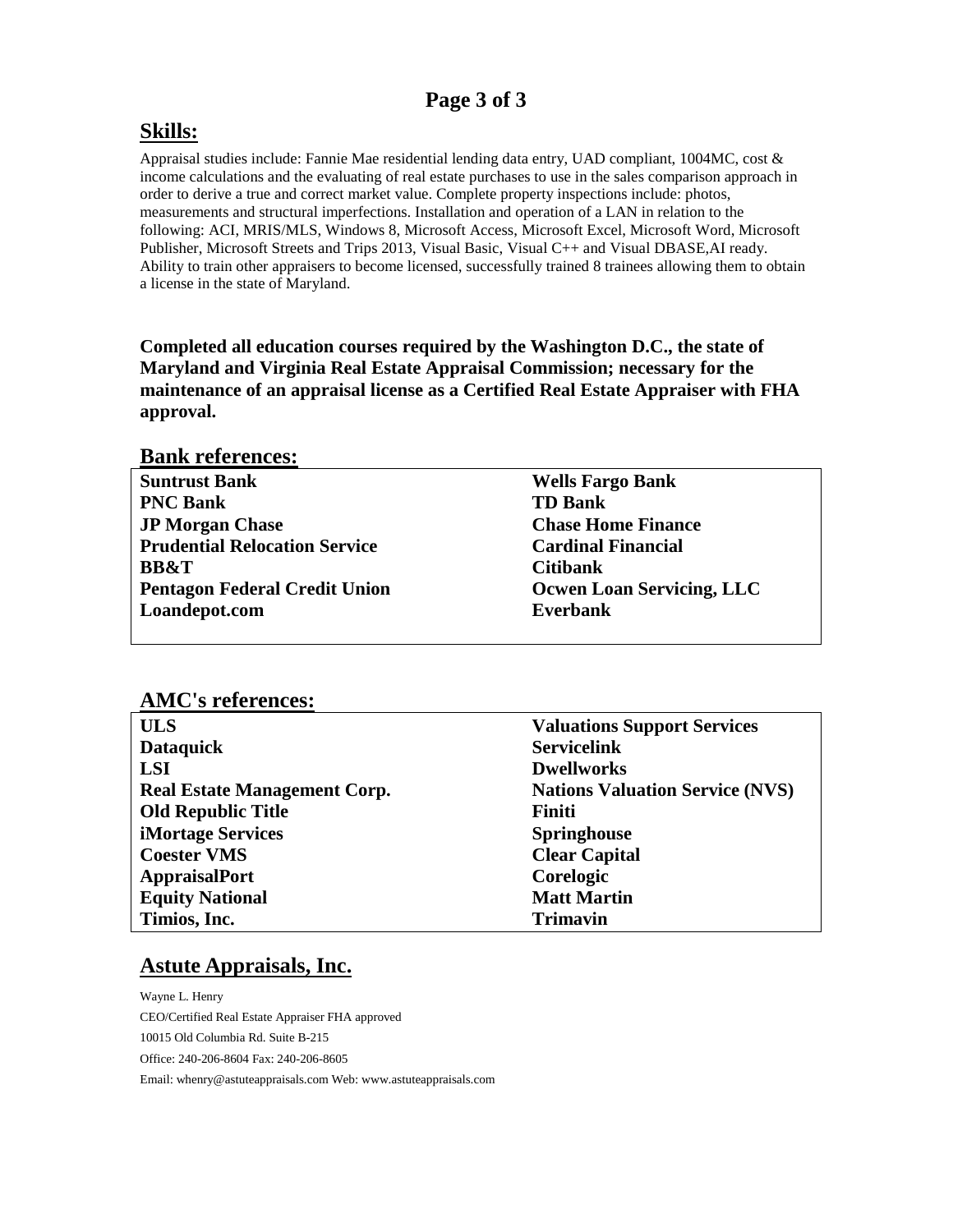## Skills:

Appraisal studies include: Fannie Mae residential lending data entry, UAD compliant, 1004MC, cost & income calculations and the evaluating of real estate purchases to use in the sales comparison approach in order to derive a true and correct market value. Complete property inspections include: photos, measurements and structural imperfections. Installation and operation of a LAN in relation to the following: ACI, MRIS/MLS, Windows 8, Microsoft Access, Microsoft Excel, Microsoft Word, Microsoft Publisher, Microsoft Streets and Trips 2013, Visual Basic, Visual C++ and Visual DBASE,AI ready. Ability to train other appraisers to become licensed, successfully trained 8 trainees allowing them to obtain a license in the state of Maryland.

**Completed all education courses required by the Washington D.C., the state of Maryland and Virginia Real Estate Appraisal Commission; necessary for the maintenance of an appraisal license as a Certified Real Estate Appraiser with FHA approval.**

## Bank references:

| | |
|---|---|
| **Suntrust Bank** | **Wells Fargo Bank** |
| **PNC Bank** | **TD Bank** |
| **JP Morgan Chase** | **Chase Home Finance** |
| **Prudential Relocation Service** | **Cardinal Financial** |
| **BB&T** | **Citibank** |
| **Pentagon Federal Credit Union** | **Ocwen Loan Servicing, LLC** |
| **Loandepot.com** | **Everbank** |

## AMC's references:

| | |
|---|---|
| **ULS** | **Valuations Support Services** |
| **Dataquick** | **Servicelink** |
| **LSI** | **Dwellworks** |
| **Real Estate Management Corp.** | **Nations Valuation Service (NVS)** |
| **Old Republic Title** | **Finiti** |
| **iMortage Services** | **Springhouse** |
| **Coester VMS** | **Clear Capital** |
| **AppraisalPort** | **Corelogic** |
| **Equity National** | **Matt Martin** |
| **Timios, Inc.** | **Trimavin** |

## Astute Appraisals, Inc.

Wayne L. Henry

CEO/Certified Real Estate Appraiser FHA approved

10015 Old Columbia Rd. Suite B-215

Office: 240-206-8604 Fax: 240-206-8605

Email: whenry@astuteappraisals.com Web: www.astuteappraisals.com